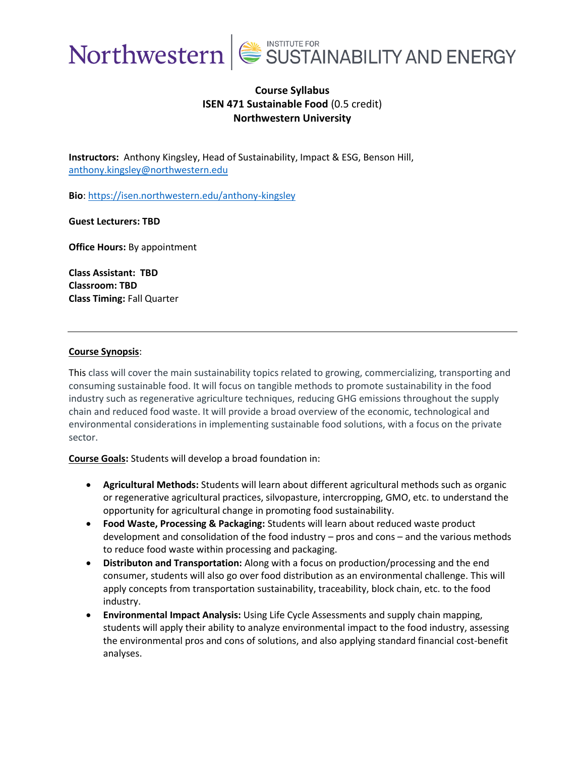Northwestern | INSTITUTE FOR SUSTAINABILITY AND ENERGY

**Course Syllabus**
**ISEN 471 Sustainable Food** (0.5 credit)
**Northwestern University**

**Instructors:** Anthony Kingsley, Head of Sustainability, Impact & ESG, Benson Hill, anthony.kingsley@northwestern.edu

**Bio**: https://isen.northwestern.edu/anthony-kingsley

**Guest Lecturers: TBD**

**Office Hours:** By appointment

**Class Assistant: TBD**
**Classroom: TBD**
**Class Timing:** Fall Quarter

---

**Course Synopsis**:

This class will cover the main sustainability topics related to growing, commercializing, transporting and consuming sustainable food. It will focus on tangible methods to promote sustainability in the food industry such as regenerative agriculture techniques, reducing GHG emissions throughout the supply chain and reduced food waste. It will provide a broad overview of the economic, technological and environmental considerations in implementing sustainable food solutions, with a focus on the private sector.

**Course Goals:** Students will develop a broad foundation in:

- **Agricultural Methods:** Students will learn about different agricultural methods such as organic or regenerative agricultural practices, silvopasture, intercropping, GMO, etc. to understand the opportunity for agricultural change in promoting food sustainability.
- **Food Waste, Processing & Packaging:** Students will learn about reduced waste product development and consolidation of the food industry – pros and cons – and the various methods to reduce food waste within processing and packaging.
- **Distributon and Transportation:** Along with a focus on production/processing and the end consumer, students will also go over food distribution as an environmental challenge. This will apply concepts from transportation sustainability, traceability, block chain, etc. to the food industry.
- **Environmental Impact Analysis:** Using Life Cycle Assessments and supply chain mapping, students will apply their ability to analyze environmental impact to the food industry, assessing the environmental pros and cons of solutions, and also applying standard financial cost-benefit analyses.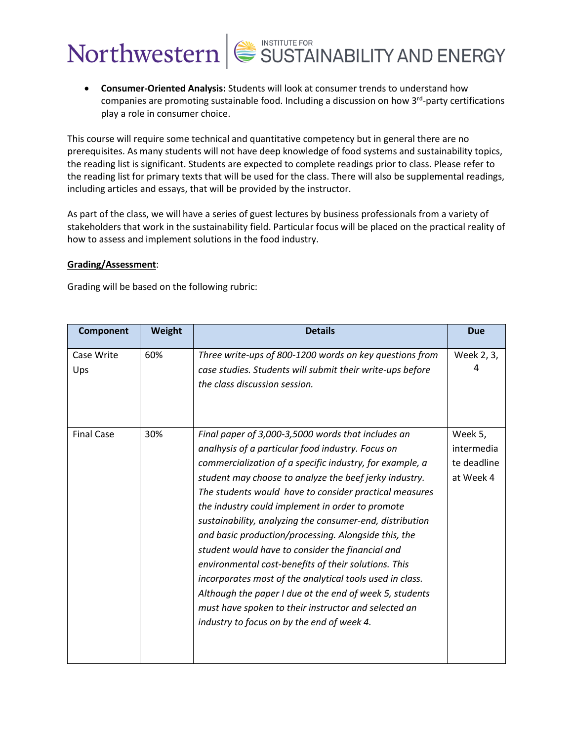- **Consumer-Oriented Analysis:** Students will look at consumer trends to understand how companies are promoting sustainable food. Including a discussion on how 3rd-party certifications play a role in consumer choice.

This course will require some technical and quantitative competency but in general there are no prerequisites. As many students will not have deep knowledge of food systems and sustainability topics, the reading list is significant. Students are expected to complete readings prior to class. Please refer to the reading list for primary texts that will be used for the class. There will also be supplemental readings, including articles and essays, that will be provided by the instructor.

As part of the class, we will have a series of guest lectures by business professionals from a variety of stakeholders that work in the sustainability field. Particular focus will be placed on the practical reality of how to assess and implement solutions in the food industry.

**Grading/Assessment**:

Grading will be based on the following rubric:

| Component | Weight | Details | Due |
|---|---|---|---|
| Case Write Ups | 60% | *Three write-ups of 800-1200 words on key questions from case studies. Students will submit their write-ups before the class discussion session.* | Week 2, 3, 4 |
| Final Case | 30% | *Final paper of 3,000-3,5000 words that includes an analhysis of a particular food industry. Focus on commercialization of a specific industry, for example, a student may choose to analyze the beef jerky industry. The students would have to consider practical measures the industry could implement in order to promote sustainability, analyzing the consumer-end, distribution and basic production/processing. Alongside this, the student would have to consider the financial and environmental cost-benefits of their solutions. This incorporates most of the analytical tools used in class. Although the paper I due at the end of week 5, students must have spoken to their instructor and selected an industry to focus on by the end of week 4.* | Week 5, intermediate deadline at Week 4 |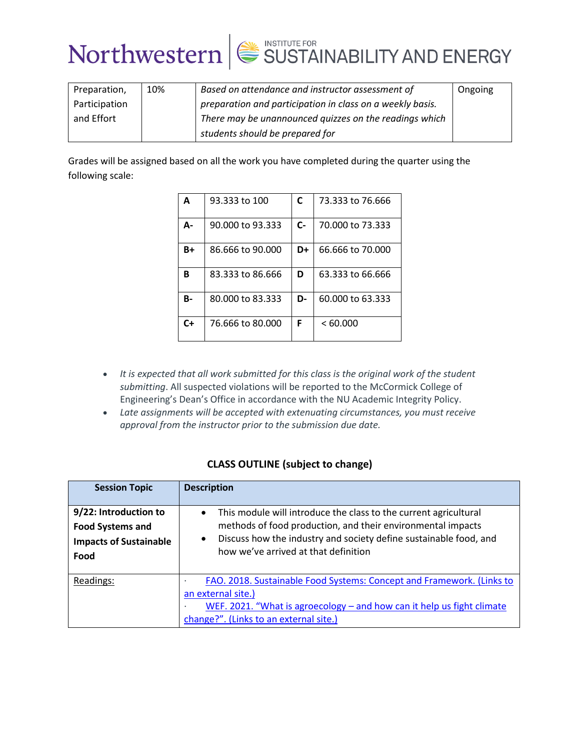| Preparation, Participation and Effort | 10% | *Based on attendance and instructor assessment of preparation and participation in class on a weekly basis. There may be unannounced quizzes on the readings which students should be prepared for* | Ongoing |
|---|---|---|---|

Grades will be assigned based on all the work you have completed during the quarter using the following scale:

| | | | |
|---|---|---|---|
| **A** | 93.333 to 100 | **C** | 73.333 to 76.666 |
| **A-** | 90.000 to 93.333 | **C-** | 70.000 to 73.333 |
| **B+** | 86.666 to 90.000 | **D+** | 66.666 to 70.000 |
| **B** | 83.333 to 86.666 | **D** | 63.333 to 66.666 |
| **B-** | 80.000 to 83.333 | **D-** | 60.000 to 63.333 |
| **C+** | 76.666 to 80.000 | **F** | < 60.000 |

- *It is expected that all work submitted for this class is the original work of the student submitting*. All suspected violations will be reported to the McCormick College of Engineering's Dean's Office in accordance with the NU Academic Integrity Policy.
- *Late assignments will be accepted with extenuating circumstances, you must receive approval from the instructor prior to the submission due date.*

**CLASS OUTLINE (subject to change)**

| Session Topic | Description |
|---|---|
| **9/22: Introduction to Food Systems and Impacts of Sustainable Food** | • This module will introduce the class to the current agricultural methods of food production, and their environmental impacts<br>• Discuss how the industry and society define sustainable food, and how we've arrived at that definition |
| Readings: | · FAO. 2018. Sustainable Food Systems: Concept and Framework. (Links to an external site.)<br>· WEF. 2021. "What is agroecology – and how can it help us fight climate change?". (Links to an external site.) |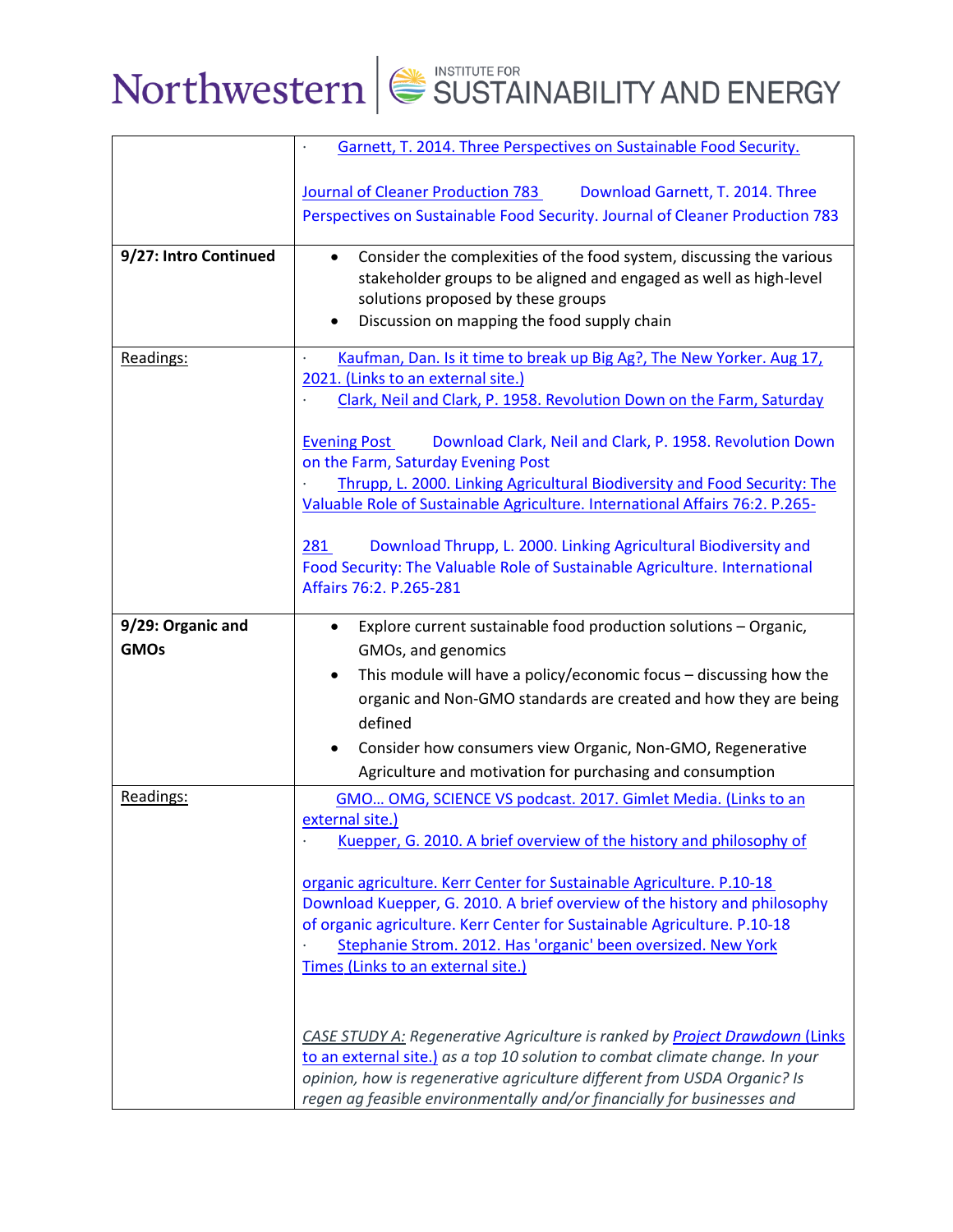| | |
|---|---|
| | · Garnett, T. 2014. Three Perspectives on Sustainable Food Security. Journal of Cleaner Production 783 Download Garnett, T. 2014. Three Perspectives on Sustainable Food Security. Journal of Cleaner Production 783 |
| **9/27: Intro Continued** | • Consider the complexities of the food system, discussing the various stakeholder groups to be aligned and engaged as well as high-level solutions proposed by these groups<br>• Discussion on mapping the food supply chain |
| Readings: | · Kaufman, Dan. Is it time to break up Big Ag?, The New Yorker. Aug 17, 2021. (Links to an external site.)<br>· Clark, Neil and Clark, P. 1958. Revolution Down on the Farm, Saturday Evening Post Download Clark, Neil and Clark, P. 1958. Revolution Down on the Farm, Saturday Evening Post<br>· Thrupp, L. 2000. Linking Agricultural Biodiversity and Food Security: The Valuable Role of Sustainable Agriculture. International Affairs 76:2. P.265-281 Download Thrupp, L. 2000. Linking Agricultural Biodiversity and Food Security: The Valuable Role of Sustainable Agriculture. International Affairs 76:2. P.265-281 |
| **9/29: Organic and GMOs** | • Explore current sustainable food production solutions – Organic, GMOs, and genomics<br>• This module will have a policy/economic focus – discussing how the organic and Non-GMO standards are created and how they are being defined<br>• Consider how consumers view Organic, Non-GMO, Regenerative Agriculture and motivation for purchasing and consumption |
| Readings: | GMO… OMG, SCIENCE VS podcast. 2017. Gimlet Media. (Links to an external site.)<br>· Kuepper, G. 2010. A brief overview of the history and philosophy of organic agriculture. Kerr Center for Sustainable Agriculture. P.10-18 Download Kuepper, G. 2010. A brief overview of the history and philosophy of organic agriculture. Kerr Center for Sustainable Agriculture. P.10-18<br>· Stephanie Strom. 2012. Has 'organic' been oversized. New York Times (Links to an external site.)<br><br>*CASE STUDY A: Regenerative Agriculture is ranked by Project Drawdown (Links to an external site.) as a top 10 solution to combat climate change. In your opinion, how is regenerative agriculture different from USDA Organic? Is regen ag feasible environmentally and/or financially for businesses and* |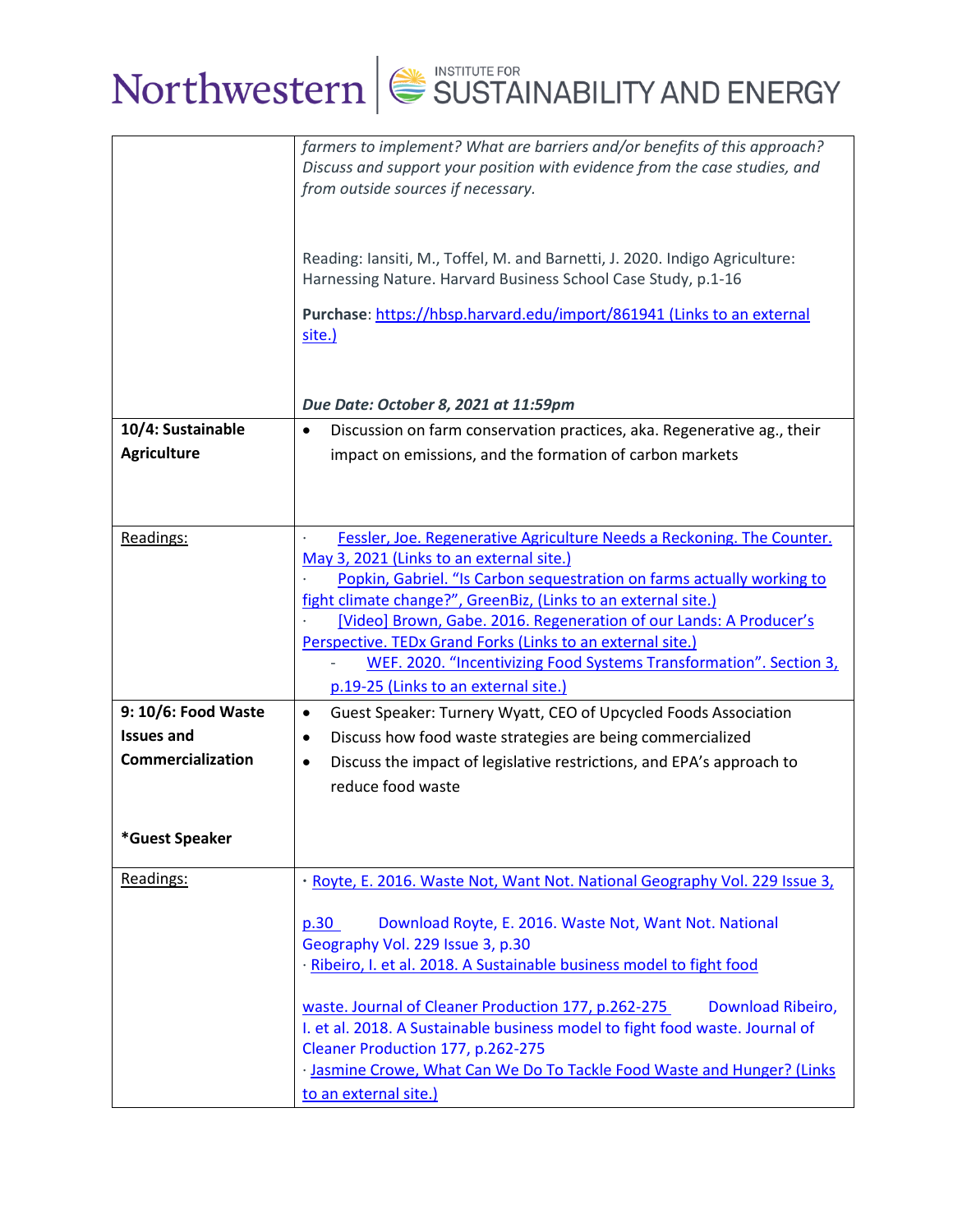| | |
|---|---|
| | *farmers to implement? What are barriers and/or benefits of this approach? Discuss and support your position with evidence from the case studies, and from outside sources if necessary.*<br><br>Reading: Iansiti, M., Toffel, M. and Barnetti, J. 2020. Indigo Agriculture: Harnessing Nature. Harvard Business School Case Study, p.1-16<br><br>**Purchase**: https://hbsp.harvard.edu/import/861941 (Links to an external site.)<br><br>***Due Date: October 8, 2021 at 11:59pm*** |
| **10/4: Sustainable Agriculture** | • Discussion on farm conservation practices, aka. Regenerative ag., their impact on emissions, and the formation of carbon markets |
| Readings: | · Fessler, Joe. Regenerative Agriculture Needs a Reckoning. The Counter. May 3, 2021 (Links to an external site.)<br>· Popkin, Gabriel. "Is Carbon sequestration on farms actually working to fight climate change?", GreenBiz, (Links to an external site.)<br>· [Video] Brown, Gabe. 2016. Regeneration of our Lands: A Producer's Perspective. TEDx Grand Forks (Links to an external site.)<br>- WEF. 2020. "Incentivizing Food Systems Transformation". Section 3, p.19-25 (Links to an external site.) |
| **9: 10/6: Food Waste Issues and Commercialization**<br><br>***Guest Speaker** | • Guest Speaker: Turnery Wyatt, CEO of Upcycled Foods Association<br>• Discuss how food waste strategies are being commercialized<br>• Discuss the impact of legislative restrictions, and EPA's approach to reduce food waste |
| Readings: | · Royte, E. 2016. Waste Not, Want Not. National Geography Vol. 229 Issue 3, p.30 Download Royte, E. 2016. Waste Not, Want Not. National Geography Vol. 229 Issue 3, p.30<br>· Ribeiro, I. et al. 2018. A Sustainable business model to fight food waste. Journal of Cleaner Production 177, p.262-275 Download Ribeiro, I. et al. 2018. A Sustainable business model to fight food waste. Journal of Cleaner Production 177, p.262-275<br>· Jasmine Crowe, What Can We Do To Tackle Food Waste and Hunger? (Links to an external site.) |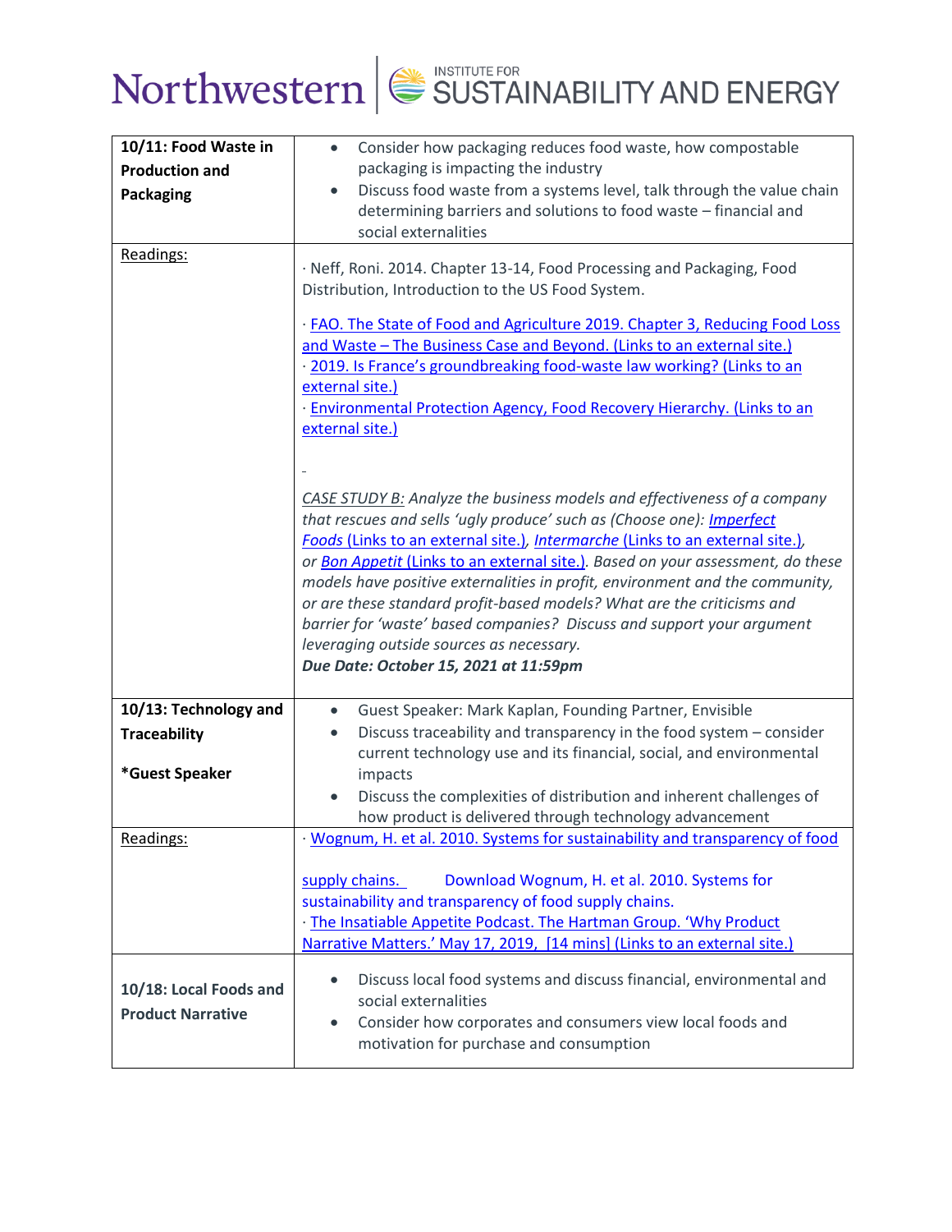| 10/11: Food Waste in Production and Packaging | • Consider how packaging reduces food waste, how compostable packaging is impacting the industry<br>• Discuss food waste from a systems level, talk through the value chain determining barriers and solutions to food waste – financial and social externalities |
| --- | --- |
| Readings: | · Neff, Roni. 2014. Chapter 13-14, Food Processing and Packaging, Food Distribution, Introduction to the US Food System.<br><br>· FAO. The State of Food and Agriculture 2019. Chapter 3, Reducing Food Loss and Waste – The Business Case and Beyond. (Links to an external site.)<br>· 2019. Is France's groundbreaking food-waste law working? (Links to an external site.)<br>· Environmental Protection Agency, Food Recovery Hierarchy. (Links to an external site.)<br><br>*CASE STUDY B: Analyze the business models and effectiveness of a company that rescues and sells 'ugly produce' such as (Choose one): Imperfect Foods (Links to an external site.), Intermarche (Links to an external site.), or Bon Appetit (Links to an external site.). Based on your assessment, do these models have positive externalities in profit, environment and the community, or are these standard profit-based models? What are the criticisms and barrier for 'waste' based companies? Discuss and support your argument leveraging outside sources as necessary.*<br>***Due Date: October 15, 2021 at 11:59pm*** |
| **10/13: Technology and Traceability**<br><br>***Guest Speaker** | • Guest Speaker: Mark Kaplan, Founding Partner, Envisible<br>• Discuss traceability and transparency in the food system – consider current technology use and its financial, social, and environmental impacts<br>• Discuss the complexities of distribution and inherent challenges of how product is delivered through technology advancement |
| Readings: | · Wognum, H. et al. 2010. Systems for sustainability and transparency of food supply chains. Download Wognum, H. et al. 2010. Systems for sustainability and transparency of food supply chains.<br>· The Insatiable Appetite Podcast. The Hartman Group. 'Why Product Narrative Matters.' May 17, 2019, [14 mins] (Links to an external site.) |
| **10/18: Local Foods and Product Narrative** | • Discuss local food systems and discuss financial, environmental and social externalities<br>• Consider how corporates and consumers view local foods and motivation for purchase and consumption |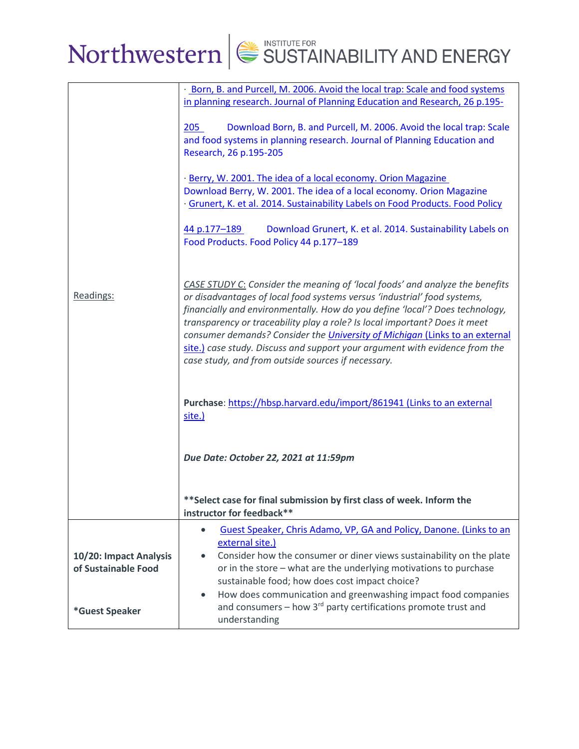| | |
|---|---|
| Readings: | · Born, B. and Purcell, M. 2006. Avoid the local trap: Scale and food systems in planning research. Journal of Planning Education and Research, 26 p.195-205 Download Born, B. and Purcell, M. 2006. Avoid the local trap: Scale and food systems in planning research. Journal of Planning Education and Research, 26 p.195-205<br><br>· Berry, W. 2001. The idea of a local economy. Orion Magazine Download Berry, W. 2001. The idea of a local economy. Orion Magazine<br>· Grunert, K. et al. 2014. Sustainability Labels on Food Products. Food Policy 44 p.177–189 Download Grunert, K. et al. 2014. Sustainability Labels on Food Products. Food Policy 44 p.177–189<br><br>*CASE STUDY C: Consider the meaning of 'local foods' and analyze the benefits or disadvantages of local food systems versus 'industrial' food systems, financially and environmentally. How do you define 'local'? Does technology, transparency or traceability play a role? Is local important? Does it meet consumer demands? Consider the University of Michigan (Links to an external site.) case study. Discuss and support your argument with evidence from the case study, and from outside sources if necessary.*<br><br>**Purchase**: https://hbsp.harvard.edu/import/861941 (Links to an external site.)<br><br>***Due Date: October 22, 2021 at 11:59pm***<br><br>****Select case for final submission by first class of week. Inform the instructor for feedback**** |
| **10/20: Impact Analysis of Sustainable Food**<br><br>***Guest Speaker** | • Guest Speaker, Chris Adamo, VP, GA and Policy, Danone. (Links to an external site.)<br>• Consider how the consumer or diner views sustainability on the plate or in the store – what are the underlying motivations to purchase sustainable food; how does cost impact choice?<br>• How does communication and greenwashing impact food companies and consumers – how 3rd party certifications promote trust and understanding |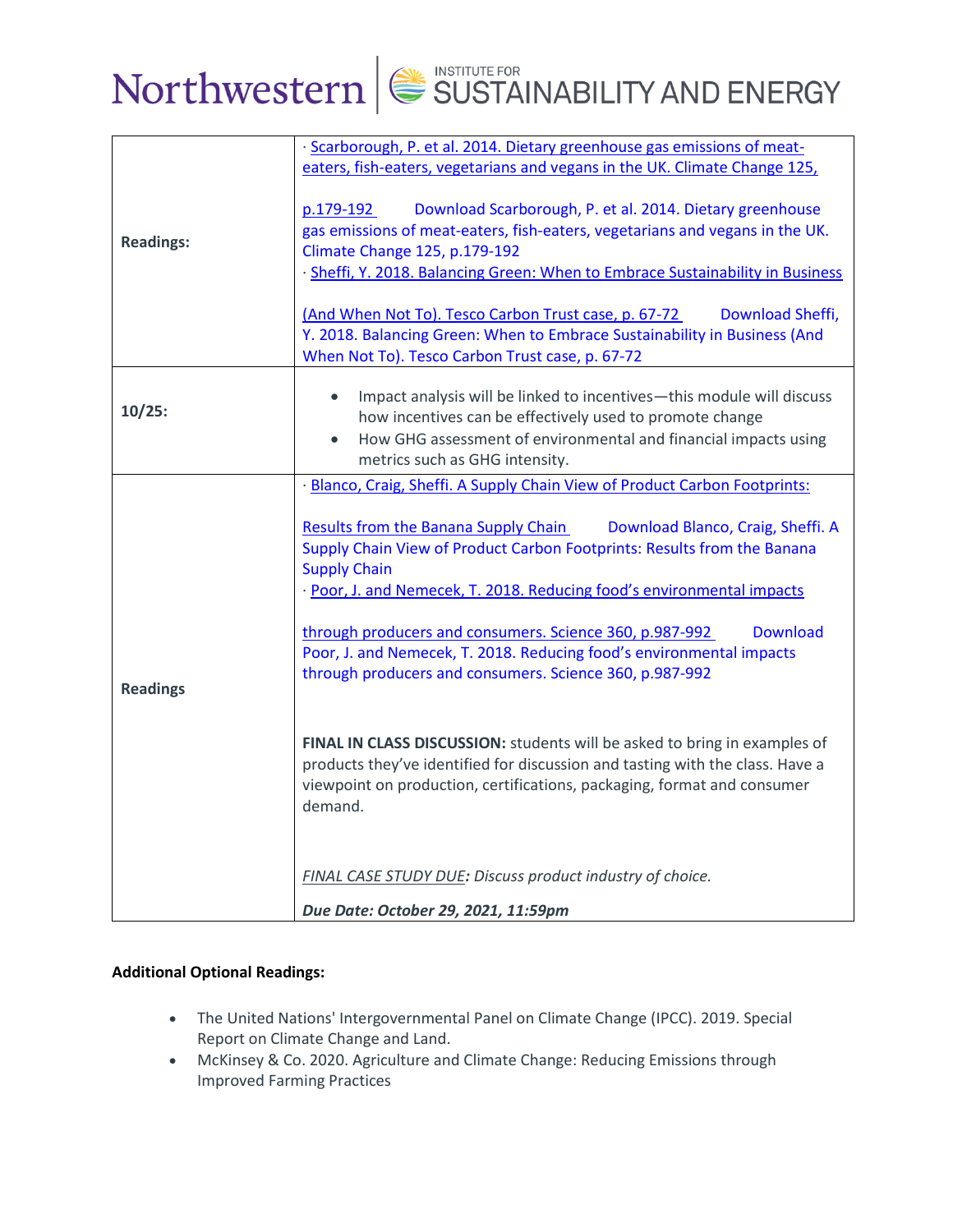| | |
|---|---|
| **Readings:** | · Scarborough, P. et al. 2014. Dietary greenhouse gas emissions of meat-eaters, fish-eaters, vegetarians and vegans in the UK. Climate Change 125, p.179-192 Download Scarborough, P. et al. 2014. Dietary greenhouse gas emissions of meat-eaters, fish-eaters, vegetarians and vegans in the UK. Climate Change 125, p.179-192<br>· Sheffi, Y. 2018. Balancing Green: When to Embrace Sustainability in Business (And When Not To). Tesco Carbon Trust case, p. 67-72 Download Sheffi, Y. 2018. Balancing Green: When to Embrace Sustainability in Business (And When Not To). Tesco Carbon Trust case, p. 67-72 |
| **10/25:** | • Impact analysis will be linked to incentives—this module will discuss how incentives can be effectively used to promote change<br>• How GHG assessment of environmental and financial impacts using metrics such as GHG intensity. |
| **Readings** | · Blanco, Craig, Sheffi. A Supply Chain View of Product Carbon Footprints: Results from the Banana Supply Chain Download Blanco, Craig, Sheffi. A Supply Chain View of Product Carbon Footprints: Results from the Banana Supply Chain<br>· Poor, J. and Nemecek, T. 2018. Reducing food's environmental impacts through producers and consumers. Science 360, p.987-992 Download Poor, J. and Nemecek, T. 2018. Reducing food's environmental impacts through producers and consumers. Science 360, p.987-992<br><br>**FINAL IN CLASS DISCUSSION:** students will be asked to bring in examples of products they've identified for discussion and tasting with the class. Have a viewpoint on production, certifications, packaging, format and consumer demand.<br><br>*FINAL CASE STUDY DUE: Discuss product industry of choice.*<br><br>***Due Date: October 29, 2021, 11:59pm*** |

**Additional Optional Readings:**

- The United Nations' Intergovernmental Panel on Climate Change (IPCC). 2019. Special Report on Climate Change and Land.
- McKinsey & Co. 2020. Agriculture and Climate Change: Reducing Emissions through Improved Farming Practices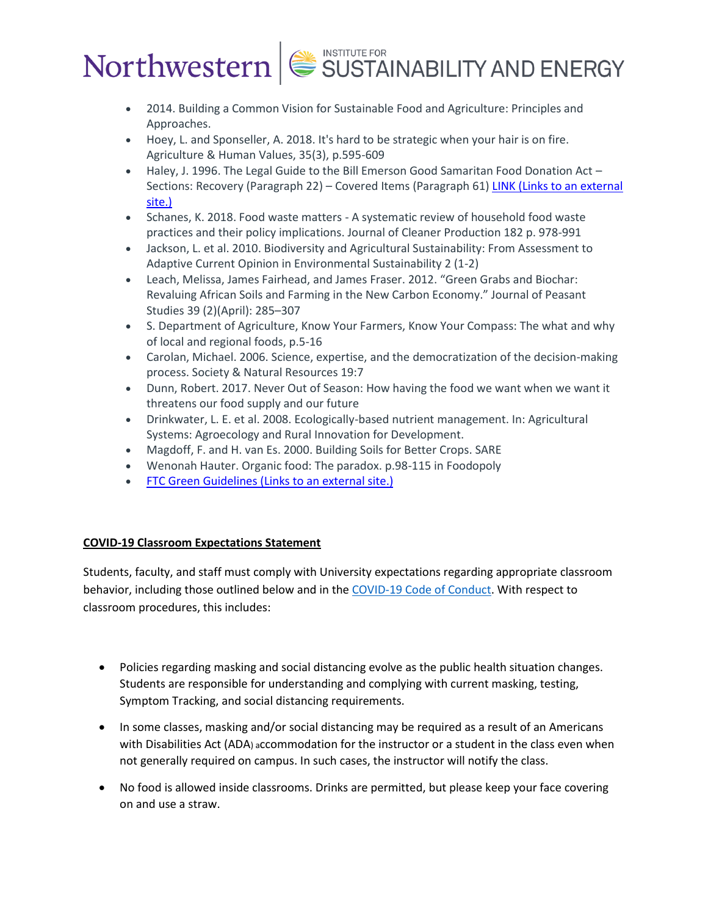- 2014. Building a Common Vision for Sustainable Food and Agriculture: Principles and Approaches.
- Hoey, L. and Sponseller, A. 2018. It's hard to be strategic when your hair is on fire. Agriculture & Human Values, 35(3), p.595-609
- Haley, J. 1996. The Legal Guide to the Bill Emerson Good Samaritan Food Donation Act – Sections: Recovery (Paragraph 22) – Covered Items (Paragraph 61) LINK (Links to an external site.)
- Schanes, K. 2018. Food waste matters - A systematic review of household food waste practices and their policy implications. Journal of Cleaner Production 182 p. 978-991
- Jackson, L. et al. 2010. Biodiversity and Agricultural Sustainability: From Assessment to Adaptive Current Opinion in Environmental Sustainability 2 (1-2)
- Leach, Melissa, James Fairhead, and James Fraser. 2012. "Green Grabs and Biochar: Revaluing African Soils and Farming in the New Carbon Economy." Journal of Peasant Studies 39 (2)(April): 285–307
- S. Department of Agriculture, Know Your Farmers, Know Your Compass: The what and why of local and regional foods, p.5-16
- Carolan, Michael. 2006. Science, expertise, and the democratization of the decision-making process. Society & Natural Resources 19:7
- Dunn, Robert. 2017. Never Out of Season: How having the food we want when we want it threatens our food supply and our future
- Drinkwater, L. E. et al. 2008. Ecologically-based nutrient management. In: Agricultural Systems: Agroecology and Rural Innovation for Development.
- Magdoff, F. and H. van Es. 2000. Building Soils for Better Crops. SARE
- Wenonah Hauter. Organic food: The paradox. p.98-115 in Foodopoly
- FTC Green Guidelines (Links to an external site.)

**COVID-19 Classroom Expectations Statement**

Students, faculty, and staff must comply with University expectations regarding appropriate classroom behavior, including those outlined below and in the COVID-19 Code of Conduct. With respect to classroom procedures, this includes:

- Policies regarding masking and social distancing evolve as the public health situation changes. Students are responsible for understanding and complying with current masking, testing, Symptom Tracking, and social distancing requirements.
- In some classes, masking and/or social distancing may be required as a result of an Americans with Disabilities Act (ADA) accommodation for the instructor or a student in the class even when not generally required on campus. In such cases, the instructor will notify the class.
- No food is allowed inside classrooms. Drinks are permitted, but please keep your face covering on and use a straw.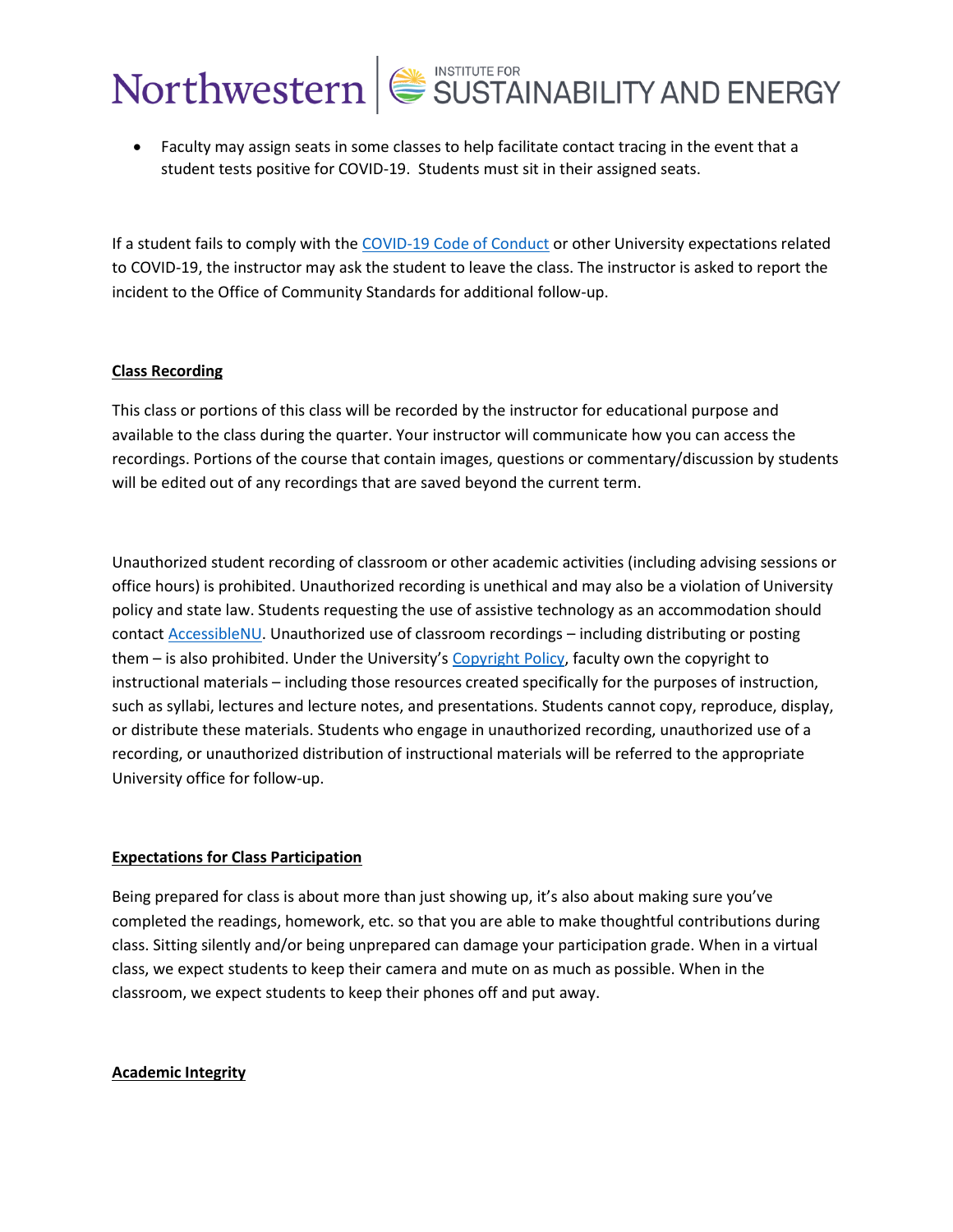- Faculty may assign seats in some classes to help facilitate contact tracing in the event that a student tests positive for COVID-19. Students must sit in their assigned seats.

If a student fails to comply with the [COVID-19 Code of Conduct] or other University expectations related to COVID-19, the instructor may ask the student to leave the class. The instructor is asked to report the incident to the Office of Community Standards for additional follow-up.

## Class Recording

This class or portions of this class will be recorded by the instructor for educational purpose and available to the class during the quarter. Your instructor will communicate how you can access the recordings. Portions of the course that contain images, questions or commentary/discussion by students will be edited out of any recordings that are saved beyond the current term.

Unauthorized student recording of classroom or other academic activities (including advising sessions or office hours) is prohibited. Unauthorized recording is unethical and may also be a violation of University policy and state law. Students requesting the use of assistive technology as an accommodation should contact AccessibleNU. Unauthorized use of classroom recordings – including distributing or posting them – is also prohibited. Under the University's Copyright Policy, faculty own the copyright to instructional materials – including those resources created specifically for the purposes of instruction, such as syllabi, lectures and lecture notes, and presentations. Students cannot copy, reproduce, display, or distribute these materials. Students who engage in unauthorized recording, unauthorized use of a recording, or unauthorized distribution of instructional materials will be referred to the appropriate University office for follow-up.

## Expectations for Class Participation

Being prepared for class is about more than just showing up, it's also about making sure you've completed the readings, homework, etc. so that you are able to make thoughtful contributions during class. Sitting silently and/or being unprepared can damage your participation grade. When in a virtual class, we expect students to keep their camera and mute on as much as possible. When in the classroom, we expect students to keep their phones off and put away.

## Academic Integrity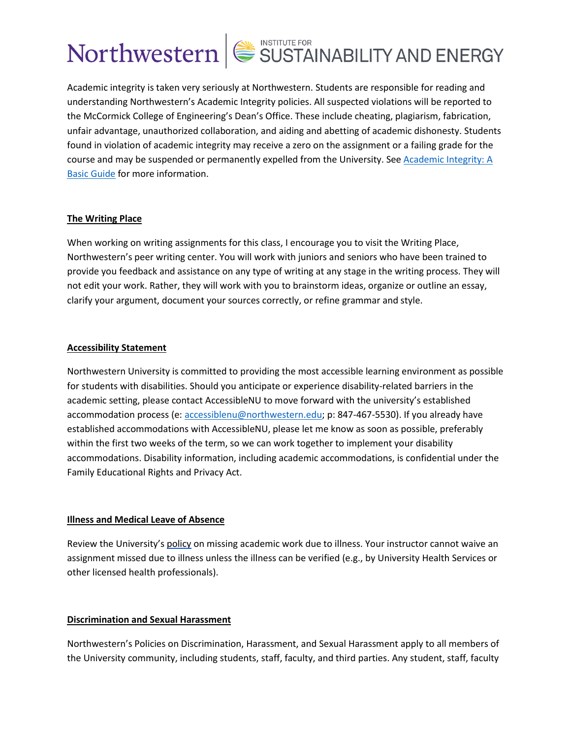Academic integrity is taken very seriously at Northwestern. Students are responsible for reading and understanding Northwestern's Academic Integrity policies. All suspected violations will be reported to the McCormick College of Engineering's Dean's Office. These include cheating, plagiarism, fabrication, unfair advantage, unauthorized collaboration, and aiding and abetting of academic dishonesty. Students found in violation of academic integrity may receive a zero on the assignment or a failing grade for the course and may be suspended or permanently expelled from the University. See [Academic Integrity: A Basic Guide]() for more information.

### The Writing Place

When working on writing assignments for this class, I encourage you to visit the Writing Place, Northwestern's peer writing center. You will work with juniors and seniors who have been trained to provide you feedback and assistance on any type of writing at any stage in the writing process. They will not edit your work. Rather, they will work with you to brainstorm ideas, organize or outline an essay, clarify your argument, document your sources correctly, or refine grammar and style.

### Accessibility Statement

Northwestern University is committed to providing the most accessible learning environment as possible for students with disabilities. Should you anticipate or experience disability-related barriers in the academic setting, please contact AccessibleNU to move forward with the university's established accommodation process (e: accessiblenu@northwestern.edu; p: 847-467-5530). If you already have established accommodations with AccessibleNU, please let me know as soon as possible, preferably within the first two weeks of the term, so we can work together to implement your disability accommodations. Disability information, including academic accommodations, is confidential under the Family Educational Rights and Privacy Act.

### Illness and Medical Leave of Absence

Review the University's [policy]() on missing academic work due to illness. Your instructor cannot waive an assignment missed due to illness unless the illness can be verified (e.g., by University Health Services or other licensed health professionals).

### Discrimination and Sexual Harassment

Northwestern's Policies on Discrimination, Harassment, and Sexual Harassment apply to all members of the University community, including students, staff, faculty, and third parties. Any student, staff, faculty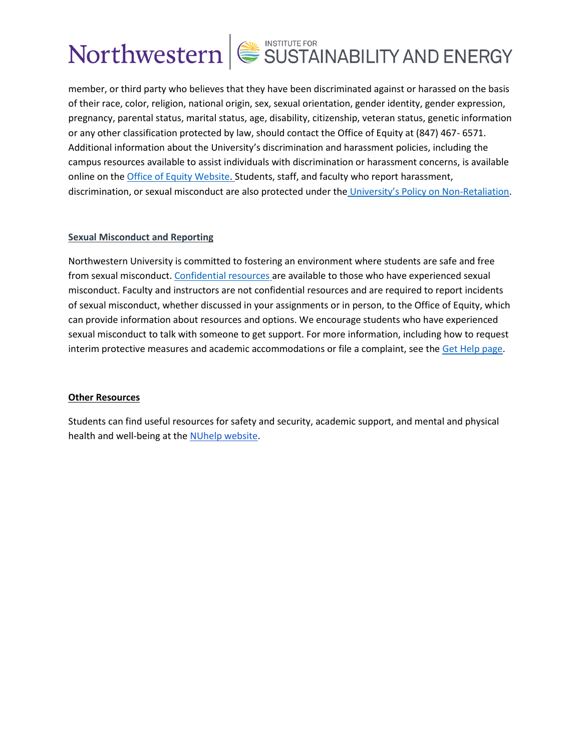member, or third party who believes that they have been discriminated against or harassed on the basis of their race, color, religion, national origin, sex, sexual orientation, gender identity, gender expression, pregnancy, parental status, marital status, age, disability, citizenship, veteran status, genetic information or any other classification protected by law, should contact the Office of Equity at (847) 467- 6571. Additional information about the University's discrimination and harassment policies, including the campus resources available to assist individuals with discrimination or harassment concerns, is available online on the Office of Equity Website. Students, staff, and faculty who report harassment, discrimination, or sexual misconduct are also protected under the University's Policy on Non-Retaliation.

**Sexual Misconduct and Reporting**

Northwestern University is committed to fostering an environment where students are safe and free from sexual misconduct. Confidential resources are available to those who have experienced sexual misconduct. Faculty and instructors are not confidential resources and are required to report incidents of sexual misconduct, whether discussed in your assignments or in person, to the Office of Equity, which can provide information about resources and options. We encourage students who have experienced sexual misconduct to talk with someone to get support. For more information, including how to request interim protective measures and academic accommodations or file a complaint, see the Get Help page.

**Other Resources**

Students can find useful resources for safety and security, academic support, and mental and physical health and well-being at the NUhelp website.